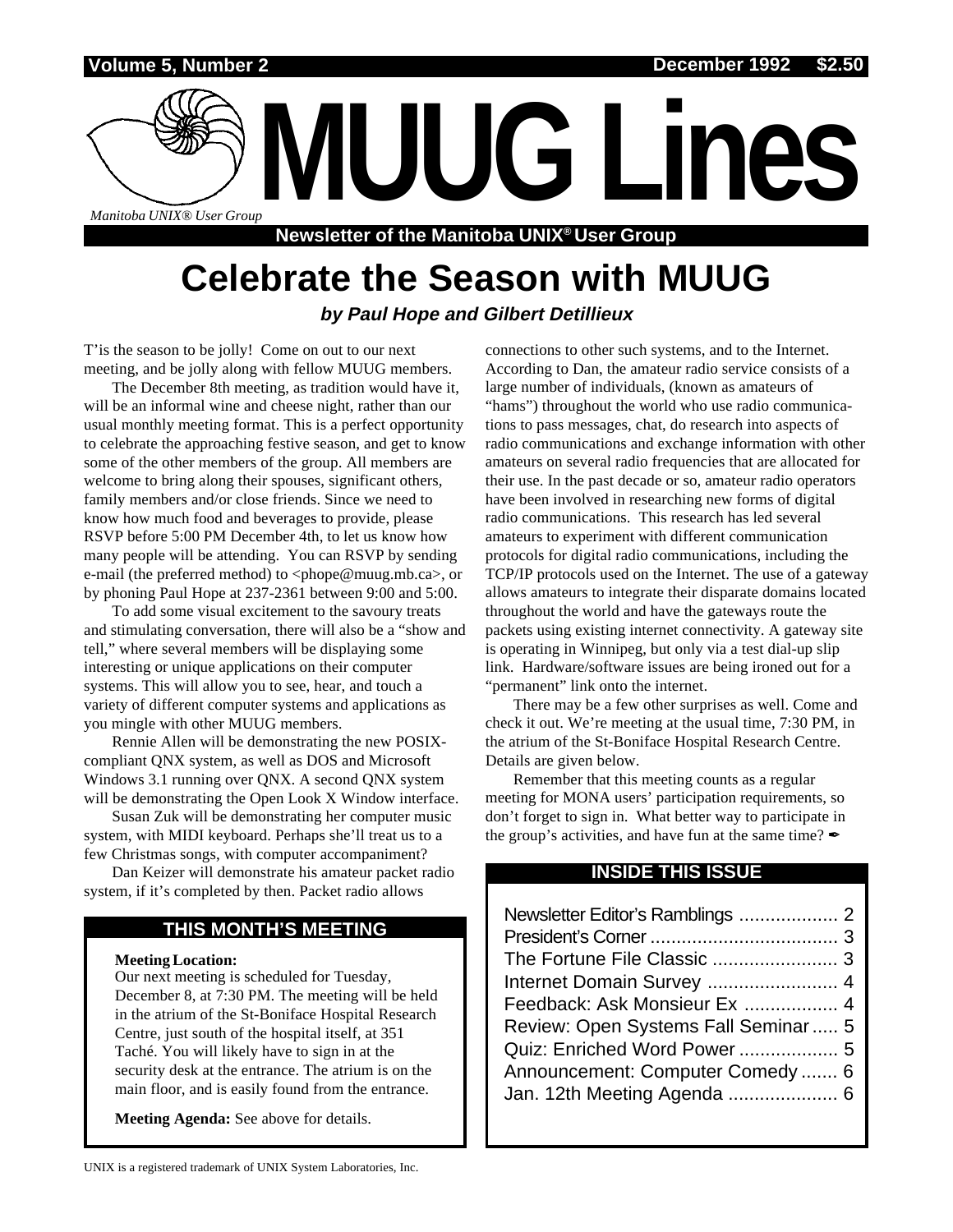Volume 5, Number 2 — December 1992 — $2.50

# MUUG Lines

*Manitoba UNIX® User Group*

**Newsletter of the Manitoba UNIX® User Group**

## Celebrate the Season with MUUG

***by Paul Hope and Gilbert Detillieux***

T'is the season to be jolly! Come on out to our next meeting, and be jolly along with fellow MUUG members.

The December 8th meeting, as tradition would have it, will be an informal wine and cheese night, rather than our usual monthly meeting format. This is a perfect opportunity to celebrate the approaching festive season, and get to know some of the other members of the group. All members are welcome to bring along their spouses, significant others, family members and/or close friends. Since we need to know how much food and beverages to provide, please RSVP before 5:00 PM December 4th, to let us know how many people will be attending. You can RSVP by sending e-mail (the preferred method) to <phope@muug.mb.ca>, or by phoning Paul Hope at 237-2361 between 9:00 and 5:00.

To add some visual excitement to the savoury treats and stimulating conversation, there will also be a "show and tell," where several members will be displaying some interesting or unique applications on their computer systems. This will allow you to see, hear, and touch a variety of different computer systems and applications as you mingle with other MUUG members.

Rennie Allen will be demonstrating the new POSIX-compliant QNX system, as well as DOS and Microsoft Windows 3.1 running over QNX. A second QNX system will be demonstrating the Open Look X Window interface.

Susan Zuk will be demonstrating her computer music system, with MIDI keyboard. Perhaps she'll treat us to a few Christmas songs, with computer accompaniment?

Dan Keizer will demonstrate his amateur packet radio system, if it's completed by then. Packet radio allows connections to other such systems, and to the Internet. According to Dan, the amateur radio service consists of a large number of individuals, (known as amateurs of "hams") throughout the world who use radio communications to pass messages, chat, do research into aspects of radio communications and exchange information with other amateurs on several radio frequencies that are allocated for their use. In the past decade or so, amateur radio operators have been involved in researching new forms of digital radio communications. This research has led several amateurs to experiment with different communication protocols for digital radio communications, including the TCP/IP protocols used on the Internet. The use of a gateway allows amateurs to integrate their disparate domains located throughout the world and have the gateways route the packets using existing internet connectivity. A gateway site is operating in Winnipeg, but only via a test dial-up slip link. Hardware/software issues are being ironed out for a "permanent" link onto the internet.

There may be a few other surprises as well. Come and check it out. We're meeting at the usual time, 7:30 PM, in the atrium of the St-Boniface Hospital Research Centre. Details are given below.

Remember that this meeting counts as a regular meeting for MONA users' participation requirements, so don't forget to sign in. What better way to participate in the group's activities, and have fun at the same time? ✒

### THIS MONTH'S MEETING

**Meeting Location:**
Our next meeting is scheduled for Tuesday, December 8, at 7:30 PM. The meeting will be held in the atrium of the St-Boniface Hospital Research Centre, just south of the hospital itself, at 351 Taché. You will likely have to sign in at the security desk at the entrance. The atrium is on the main floor, and is easily found from the entrance.

**Meeting Agenda:** See above for details.

### INSIDE THIS ISSUE

| | |
|---|---|
| Newsletter Editor's Ramblings | 2 |
| President's Corner | 3 |
| The Fortune File Classic | 3 |
| Internet Domain Survey | 4 |
| Feedback: Ask Monsieur Ex | 4 |
| Review: Open Systems Fall Seminar | 5 |
| Quiz: Enriched Word Power | 5 |
| Announcement: Computer Comedy | 6 |
| Jan. 12th Meeting Agenda | 6 |

UNIX is a registered trademark of UNIX System Laboratories, Inc.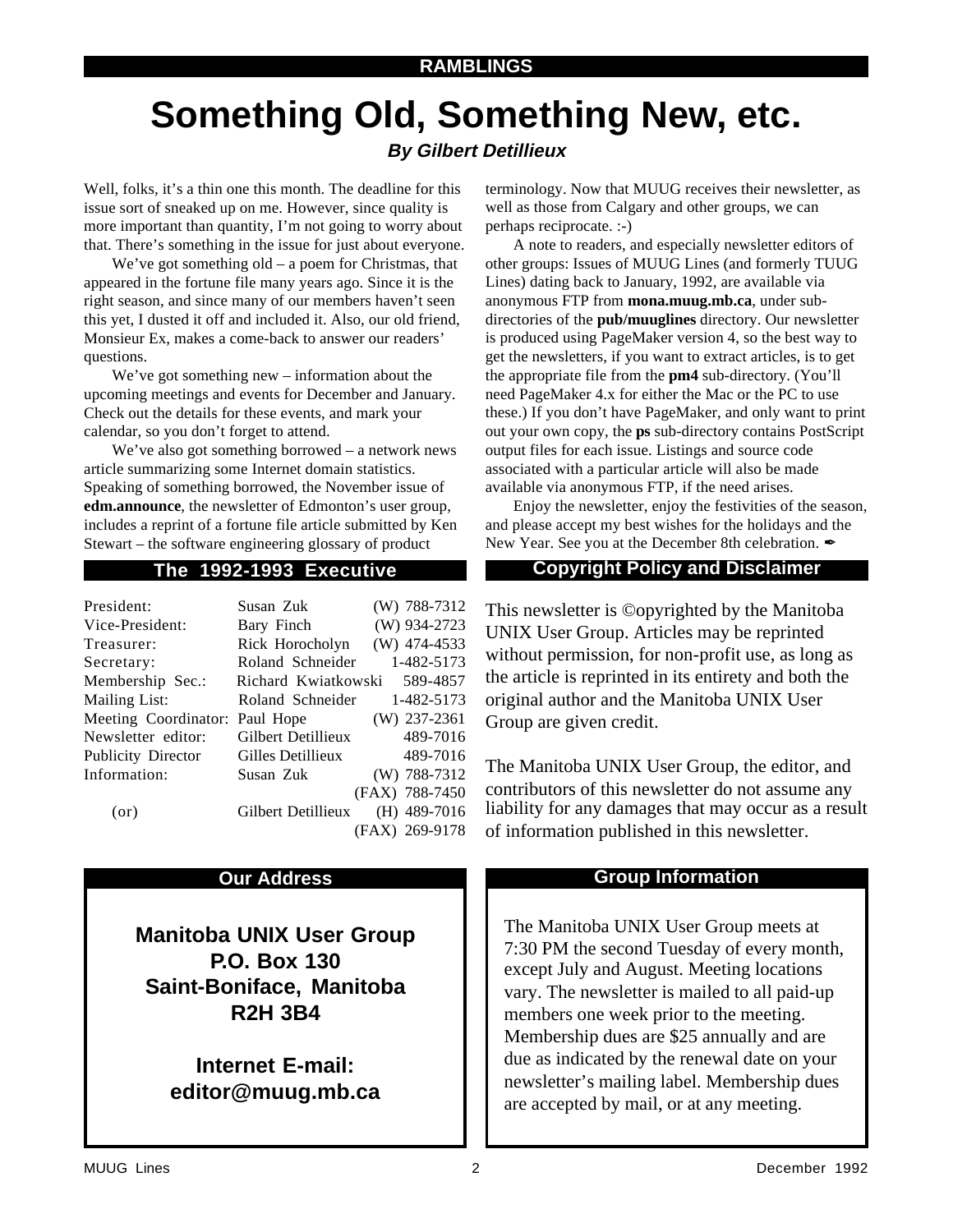RAMBLINGS

# Something Old, Something New, etc.

***By Gilbert Detillieux***

Well, folks, it's a thin one this month. The deadline for this issue sort of sneaked up on me. However, since quality is more important than quantity, I'm not going to worry about that. There's something in the issue for just about everyone.

We've got something old – a poem for Christmas, that appeared in the fortune file many years ago. Since it is the right season, and since many of our members haven't seen this yet, I dusted it off and included it. Also, our old friend, Monsieur Ex, makes a come-back to answer our readers' questions.

We've got something new – information about the upcoming meetings and events for December and January. Check out the details for these events, and mark your calendar, so you don't forget to attend.

We've also got something borrowed – a network news article summarizing some Internet domain statistics. Speaking of something borrowed, the November issue of **edm.announce**, the newsletter of Edmonton's user group, includes a reprint of a fortune file article submitted by Ken Stewart – the software engineering glossary of product terminology. Now that MUUG receives their newsletter, as well as those from Calgary and other groups, we can perhaps reciprocate. :-)

A note to readers, and especially newsletter editors of other groups: Issues of MUUG Lines (and formerly TUUG Lines) dating back to January, 1992, are available via anonymous FTP from **mona.muug.mb.ca**, under sub-directories of the **pub/muuglines** directory. Our newsletter is produced using PageMaker version 4, so the best way to get the newsletters, if you want to extract articles, is to get the appropriate file from the **pm4** sub-directory. (You'll need PageMaker 4.x for either the Mac or the PC to use these.) If you don't have PageMaker, and only want to print out your own copy, the **ps** sub-directory contains PostScript output files for each issue. Listings and source code associated with a particular article will also be made available via anonymous FTP, if the need arises.

Enjoy the newsletter, enjoy the festivities of the season, and please accept my best wishes for the holidays and the New Year. See you at the December 8th celebration. ✒

## The 1992-1993 Executive

| | | |
|---|---|---|
| President: | Susan Zuk | (W) 788-7312 |
| Vice-President: | Bary Finch | (W) 934-2723 |
| Treasurer: | Rick Horocholyn | (W) 474-4533 |
| Secretary: | Roland Schneider | 1-482-5173 |
| Membership Sec.: | Richard Kwiatkowski | 589-4857 |
| Mailing List: | Roland Schneider | 1-482-5173 |
| Meeting Coordinator: | Paul Hope | (W) 237-2361 |
| Newsletter editor: | Gilbert Detillieux | 489-7016 |
| Publicity Director | Gilles Detillieux | 489-7016 |
| Information: | Susan Zuk | (W) 788-7312 |
| | | (FAX) 788-7450 |
| (or) | Gilbert Detillieux | (H) 489-7016 |
| | | (FAX) 269-9178 |

## Copyright Policy and Disclaimer

This newsletter is ©opyrighted by the Manitoba UNIX User Group. Articles may be reprinted without permission, for non-profit use, as long as the article is reprinted in its entirety and both the original author and the Manitoba UNIX User Group are given credit.

The Manitoba UNIX User Group, the editor, and contributors of this newsletter do not assume any liability for any damages that may occur as a result of information published in this newsletter.

## Our Address

**Manitoba UNIX User Group**
**P.O. Box 130**
**Saint-Boniface, Manitoba**
**R2H 3B4**

**Internet E-mail:**
**editor@muug.mb.ca**

## Group Information

The Manitoba UNIX User Group meets at 7:30 PM the second Tuesday of every month, except July and August. Meeting locations vary. The newsletter is mailed to all paid-up members one week prior to the meeting. Membership dues are $25 annually and are due as indicated by the renewal date on your newsletter's mailing label. Membership dues are accepted by mail, or at any meeting.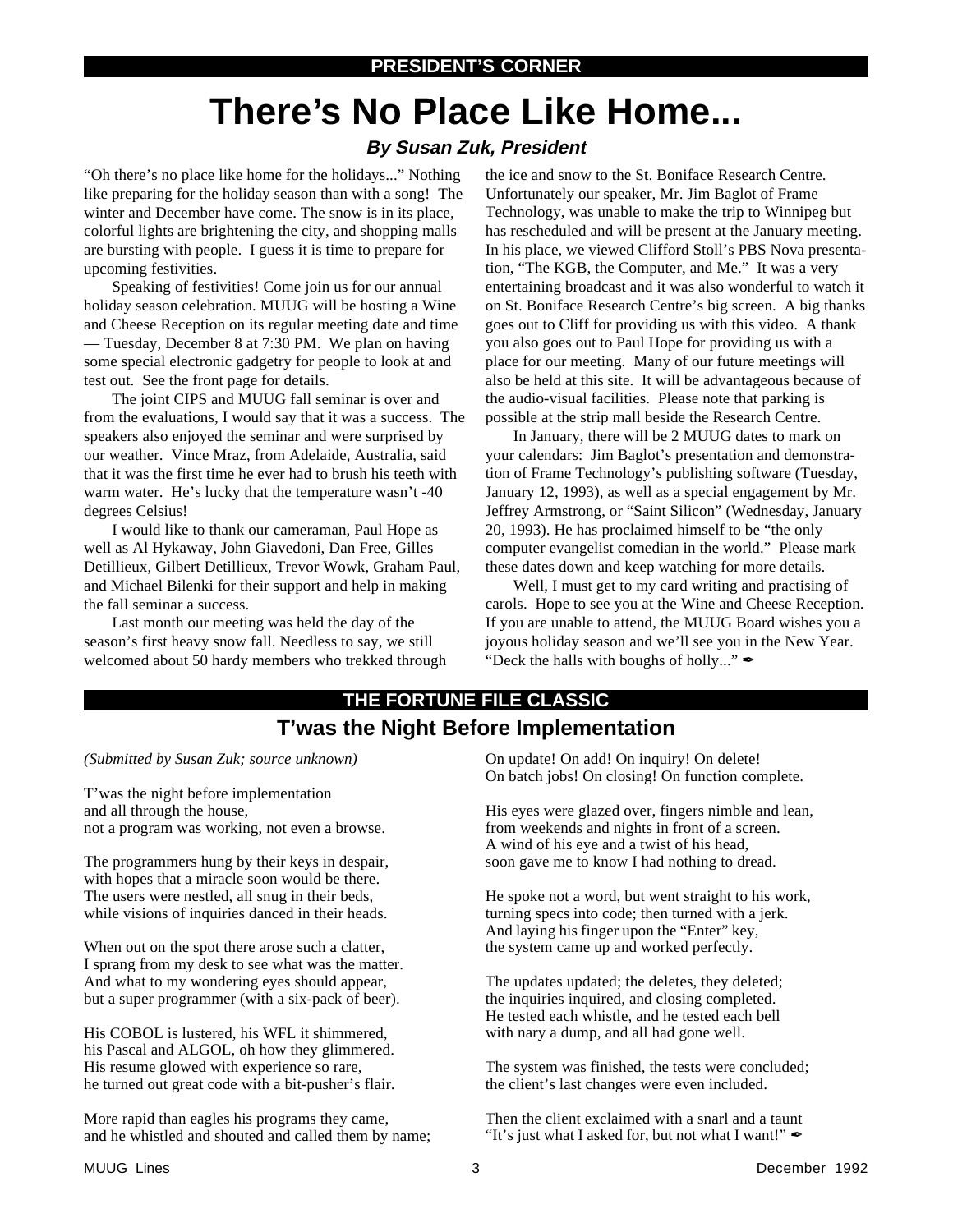## PRESIDENT'S CORNER

# There's No Place Like Home...

***By Susan Zuk, President***

"Oh there's no place like home for the holidays..." Nothing like preparing for the holiday season than with a song! The winter and December have come. The snow is in its place, colorful lights are brightening the city, and shopping malls are bursting with people. I guess it is time to prepare for upcoming festivities.

Speaking of festivities! Come join us for our annual holiday season celebration. MUUG will be hosting a Wine and Cheese Reception on its regular meeting date and time — Tuesday, December 8 at 7:30 PM. We plan on having some special electronic gadgetry for people to look at and test out. See the front page for details.

The joint CIPS and MUUG fall seminar is over and from the evaluations, I would say that it was a success. The speakers also enjoyed the seminar and were surprised by our weather. Vince Mraz, from Adelaide, Australia, said that it was the first time he ever had to brush his teeth with warm water. He's lucky that the temperature wasn't -40 degrees Celsius!

I would like to thank our cameraman, Paul Hope as well as Al Hykaway, John Giavedoni, Dan Free, Gilles Detillieux, Gilbert Detillieux, Trevor Wowk, Graham Paul, and Michael Bilenki for their support and help in making the fall seminar a success.

Last month our meeting was held the day of the season's first heavy snow fall. Needless to say, we still welcomed about 50 hardy members who trekked through the ice and snow to the St. Boniface Research Centre. Unfortunately our speaker, Mr. Jim Baglot of Frame Technology, was unable to make the trip to Winnipeg but has rescheduled and will be present at the January meeting. In his place, we viewed Clifford Stoll's PBS Nova presentation, "The KGB, the Computer, and Me." It was a very entertaining broadcast and it was also wonderful to watch it on St. Boniface Research Centre's big screen. A big thanks goes out to Cliff for providing us with this video. A thank you also goes out to Paul Hope for providing us with a place for our meeting. Many of our future meetings will also be held at this site. It will be advantageous because of the audio-visual facilities. Please note that parking is possible at the strip mall beside the Research Centre.

In January, there will be 2 MUUG dates to mark on your calendars: Jim Baglot's presentation and demonstration of Frame Technology's publishing software (Tuesday, January 12, 1993), as well as a special engagement by Mr. Jeffrey Armstrong, or "Saint Silicon" (Wednesday, January 20, 1993). He has proclaimed himself to be "the only computer evangelist comedian in the world." Please mark these dates down and keep watching for more details.

Well, I must get to my card writing and practising of carols. Hope to see you at the Wine and Cheese Reception. If you are unable to attend, the MUUG Board wishes you a joyous holiday season and we'll see you in the New Year. "Deck the halls with boughs of holly..." ✒

## THE FORTUNE FILE CLASSIC

### T'was the Night Before Implementation

*(Submitted by Susan Zuk; source unknown)*

T'was the night before implementation
and all through the house,
not a program was working, not even a browse.

The programmers hung by their keys in despair,
with hopes that a miracle soon would be there.
The users were nestled, all snug in their beds,
while visions of inquiries danced in their heads.

When out on the spot there arose such a clatter,
I sprang from my desk to see what was the matter.
And what to my wondering eyes should appear,
but a super programmer (with a six-pack of beer).

His COBOL is lustered, his WFL it shimmered,
his Pascal and ALGOL, oh how they glimmered.
His resume glowed with experience so rare,
he turned out great code with a bit-pusher's flair.

More rapid than eagles his programs they came,
and he whistled and shouted and called them by name;
On update! On add! On inquiry! On delete!
On batch jobs! On closing! On function complete.

His eyes were glazed over, fingers nimble and lean,
from weekends and nights in front of a screen.
A wind of his eye and a twist of his head,
soon gave me to know I had nothing to dread.

He spoke not a word, but went straight to his work,
turning specs into code; then turned with a jerk.
And laying his finger upon the "Enter" key,
the system came up and worked perfectly.

The updates updated; the deletes, they deleted;
the inquiries inquired, and closing completed.
He tested each whistle, and he tested each bell
with nary a dump, and all had gone well.

The system was finished, the tests were concluded;
the client's last changes were even included.

Then the client exclaimed with a snarl and a taunt
"It's just what I asked for, but not what I want!" ✒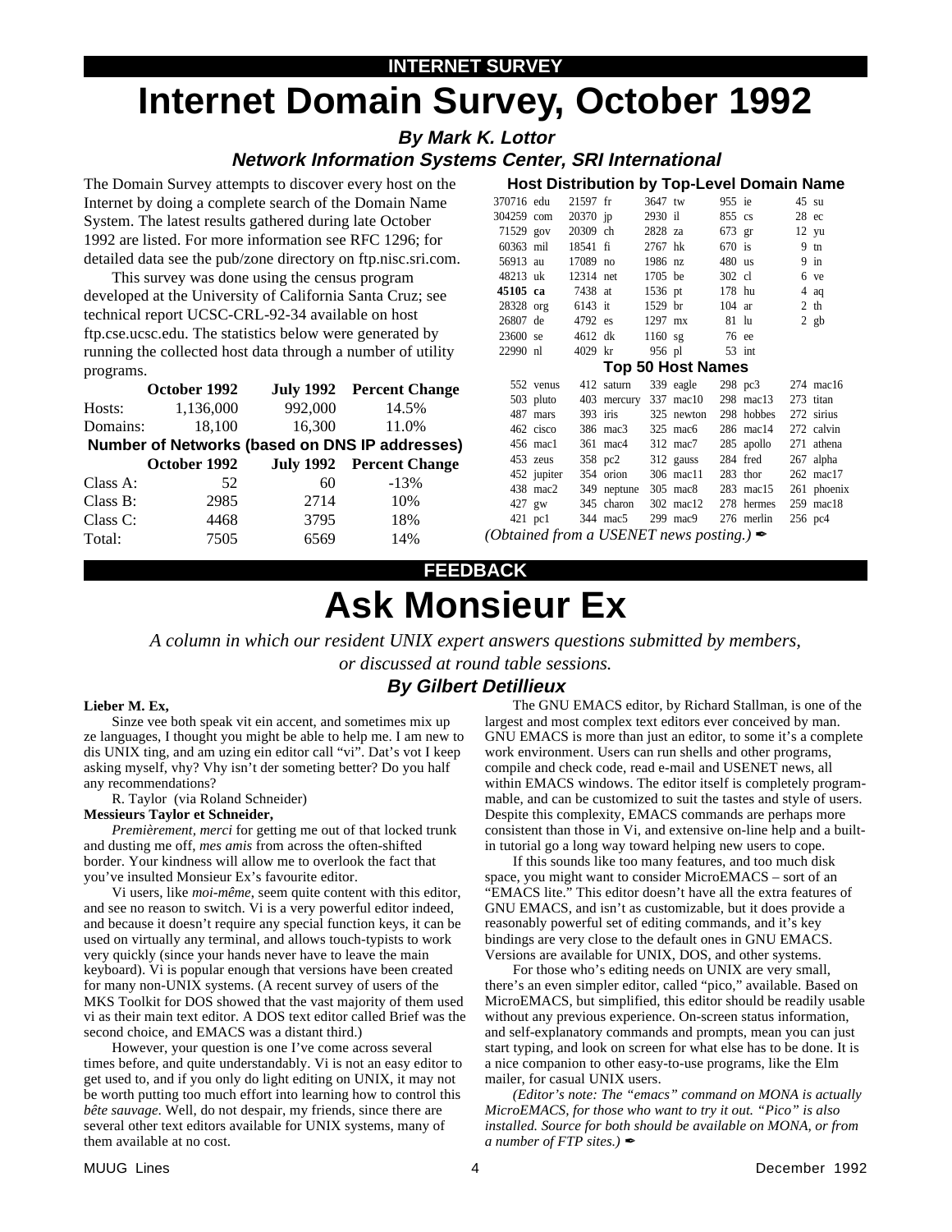INTERNET SURVEY

# Internet Domain Survey, October 1992

### *By Mark K. Lottor*
### *Network Information Systems Center, SRI International*

The Domain Survey attempts to discover every host on the Internet by doing a complete search of the Domain Name System. The latest results gathered during late October 1992 are listed. For more information see RFC 1296; for detailed data see the pub/zone directory on ftp.nisc.sri.com.

This survey was done using the census program developed at the University of California Santa Cruz; see technical report UCSC-CRL-92-34 available on host ftp.cse.ucsc.edu. The statistics below were generated by running the collected host data through a number of utility programs.

| | October 1992 | July 1992 | Percent Change |
|---|---|---|---|
| Hosts: | 1,136,000 | 992,000 | 14.5% |
| Domains: | 18,100 | 16,300 | 11.0% |

**Number of Networks (based on DNS IP addresses)**

| | October 1992 | July 1992 | Percent Change |
|---|---|---|---|
| Class A: | 52 | 60 | -13% |
| Class B: | 2985 | 2714 | 10% |
| Class C: | 4468 | 3795 | 18% |
| Total: | 7505 | 6569 | 14% |

**Host Distribution by Top-Level Domain Name**

| | | | | | | | | | |
|---|---|---|---|---|---|---|---|---|---|
| 370716 | edu | 21597 | fr | 3647 | tw | 955 | ie | 45 | su |
| 304259 | com | 20370 | jp | 2930 | il | 855 | cs | 28 | ec |
| 71529 | gov | 20309 | ch | 2828 | za | 673 | gr | 12 | yu |
| 60363 | mil | 18541 | fi | 2767 | hk | 670 | is | 9 | tn |
| 56913 | au | 17089 | no | 1986 | nz | 480 | us | 9 | in |
| 48213 | uk | 12314 | net | 1705 | be | 302 | cl | 6 | ve |
| **45105** | **ca** | 7438 | at | 1536 | pt | 178 | hu | 4 | aq |
| 28328 | org | 6143 | it | 1529 | br | 104 | ar | 2 | th |
| 26807 | de | 4792 | es | 1297 | mx | 81 | lu | 2 | gb |
| 23600 | se | 4612 | dk | 1160 | sg | 76 | ee | | |
| 22990 | nl | 4029 | kr | 956 | pl | 53 | int | | |

**Top 50 Host Names**

| | | | | | | | | | |
|---|---|---|---|---|---|---|---|---|---|
| 552 | venus | 412 | saturn | 339 | eagle | 298 | pc3 | 274 | mac16 |
| 503 | pluto | 403 | mercury | 337 | mac10 | 298 | mac13 | 273 | titan |
| 487 | mars | 393 | iris | 325 | newton | 298 | hobbes | 272 | sirius |
| 462 | cisco | 386 | mac3 | 325 | mac6 | 286 | mac14 | 272 | calvin |
| 456 | mac1 | 361 | mac4 | 312 | mac7 | 285 | apollo | 271 | athena |
| 453 | zeus | 358 | pc2 | 312 | gauss | 284 | fred | 267 | alpha |
| 452 | jupiter | 354 | orion | 306 | mac11 | 283 | thor | 262 | mac17 |
| 438 | mac2 | 349 | neptune | 305 | mac8 | 283 | mac15 | 261 | phoenix |
| 427 | gw | 345 | charon | 302 | mac12 | 278 | hermes | 259 | mac18 |
| 421 | pc1 | 344 | mac5 | 299 | mac9 | 276 | merlin | 256 | pc4 |

*(Obtained from a USENET news posting.)* ✒

FEEDBACK

# Ask Monsieur Ex

*A column in which our resident UNIX expert answers questions submitted by members, or discussed at round table sessions.*

### *By Gilbert Detillieux*

**Lieber M. Ex,**

Sinze vee both speak vit ein accent, and sometimes mix up ze languages, I thought you might be able to help me. I am new to dis UNIX ting, and am uzing ein editor call "vi". Dat's vot I keep asking myself, vhy? Vhy isn't der someting better? Do you half any recommendations?

R. Taylor (via Roland Schneider)

**Messieurs Taylor et Schneider,**

*Premièrement, merci* for getting me out of that locked trunk and dusting me off, *mes amis* from across the often-shifted border. Your kindness will allow me to overlook the fact that you've insulted Monsieur Ex's favourite editor.

Vi users, like *moi-même*, seem quite content with this editor, and see no reason to switch. Vi is a very powerful editor indeed, and because it doesn't require any special function keys, it can be used on virtually any terminal, and allows touch-typists to work very quickly (since your hands never have to leave the main keyboard). Vi is popular enough that versions have been created for many non-UNIX systems. (A recent survey of users of the MKS Toolkit for DOS showed that the vast majority of them used vi as their main text editor. A DOS text editor called Brief was the second choice, and EMACS was a distant third.)

However, your question is one I've come across several times before, and quite understandably. Vi is not an easy editor to get used to, and if you only do light editing on UNIX, it may not be worth putting too much effort into learning how to control this *bête sauvage*. Well, do not despair, my friends, since there are several other text editors available for UNIX systems, many of them available at no cost.

The GNU EMACS editor, by Richard Stallman, is one of the largest and most complex text editors ever conceived by man. GNU EMACS is more than just an editor, to some it's a complete work environment. Users can run shells and other programs, compile and check code, read e-mail and USENET news, all within EMACS windows. The editor itself is completely programmable, and can be customized to suit the tastes and style of users. Despite this complexity, EMACS commands are perhaps more consistent than those in Vi, and extensive on-line help and a built-in tutorial go a long way toward helping new users to cope.

If this sounds like too many features, and too much disk space, you might want to consider MicroEMACS – sort of an "EMACS lite." This editor doesn't have all the extra features of GNU EMACS, and isn't as customizable, but it does provide a reasonably powerful set of editing commands, and it's key bindings are very close to the default ones in GNU EMACS. Versions are available for UNIX, DOS, and other systems.

For those who's editing needs on UNIX are very small, there's an even simpler editor, called "pico," available. Based on MicroEMACS, but simplified, this editor should be readily usable without any previous experience. On-screen status information, and self-explanatory commands and prompts, mean you can just start typing, and look on screen for what else has to be done. It is a nice companion to other easy-to-use programs, like the Elm mailer, for casual UNIX users.

*(Editor's note: The "emacs" command on MONA is actually MicroEMACS, for those who want to try it out. "Pico" is also installed. Source for both should be available on MONA, or from a number of FTP sites.)* ✒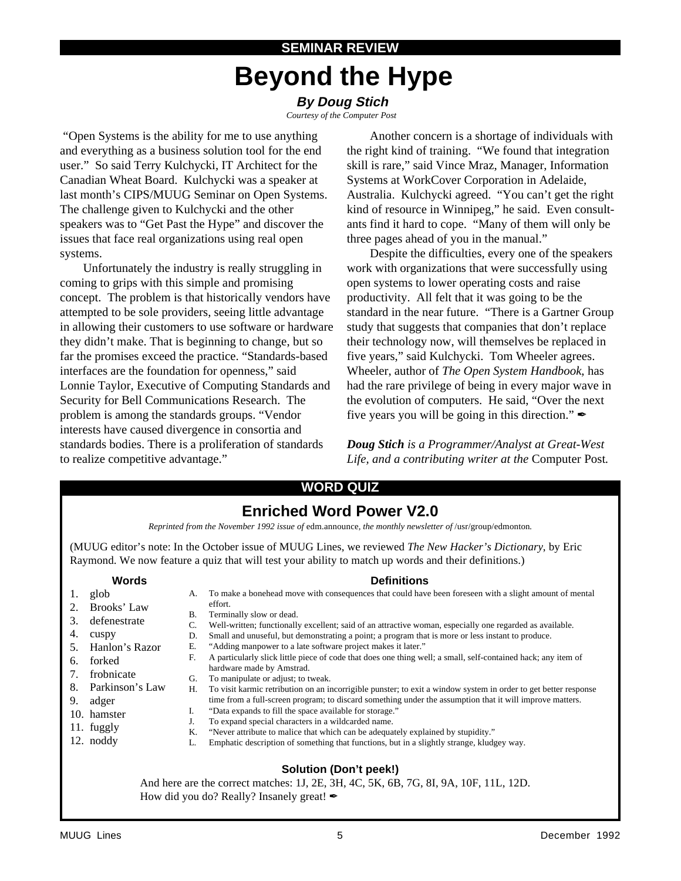**SEMINAR REVIEW**

# Beyond the Hype

***By Doug Stich***

*Courtesy of the Computer Post*

"Open Systems is the ability for me to use anything and everything as a business solution tool for the end user." So said Terry Kulchycki, IT Architect for the Canadian Wheat Board. Kulchycki was a speaker at last month's CIPS/MUUG Seminar on Open Systems. The challenge given to Kulchycki and the other speakers was to "Get Past the Hype" and discover the issues that face real organizations using real open systems.

Unfortunately the industry is really struggling in coming to grips with this simple and promising concept. The problem is that historically vendors have attempted to be sole providers, seeing little advantage in allowing their customers to use software or hardware they didn't make. That is beginning to change, but so far the promises exceed the practice. "Standards-based interfaces are the foundation for openness," said Lonnie Taylor, Executive of Computing Standards and Security for Bell Communications Research. The problem is among the standards groups. "Vendor interests have caused divergence in consortia and standards bodies. There is a proliferation of standards to realize competitive advantage."

Another concern is a shortage of individuals with the right kind of training. "We found that integration skill is rare," said Vince Mraz, Manager, Information Systems at WorkCover Corporation in Adelaide, Australia. Kulchycki agreed. "You can't get the right kind of resource in Winnipeg," he said. Even consultants find it hard to cope. "Many of them will only be three pages ahead of you in the manual."

Despite the difficulties, every one of the speakers work with organizations that were successfully using open systems to lower operating costs and raise productivity. All felt that it was going to be the standard in the near future. "There is a Gartner Group study that suggests that companies that don't replace their technology now, will themselves be replaced in five years," said Kulchycki. Tom Wheeler agrees. Wheeler, author of *The Open System Handbook*, has had the rare privilege of being in every major wave in the evolution of computers. He said, "Over the next five years you will be going in this direction." ✒

***Doug Stich** is a Programmer/Analyst at Great-West Life, and a contributing writer at the* Computer Post*.*

**WORD QUIZ**

## Enriched Word Power V2.0

*Reprinted from the November 1992 issue of* edm.announce*, the monthly newsletter of* /usr/group/edmonton*.*

(MUUG editor's note: In the October issue of MUUG Lines, we reviewed *The New Hacker's Dictionary*, by Eric Raymond. We now feature a quiz that will test your ability to match up words and their definitions.)

**Words**

1. glob
2. Brooks' Law
3. defenestrate
4. cuspy
5. Hanlon's Razor
6. forked
7. frobnicate
8. Parkinson's Law
9. adger
10. hamster
11. fuggly
12. noddy

**Definitions**

A. To make a bonehead move with consequences that could have been foreseen with a slight amount of mental effort.
B. Terminally slow or dead.
C. Well-written; functionally excellent; said of an attractive woman, especially one regarded as available.
D. Small and unuseful, but demonstrating a point; a program that is more or less instant to produce.
E. "Adding manpower to a late software project makes it later."
F. A particularly slick little piece of code that does one thing well; a small, self-contained hack; any item of hardware made by Amstrad.
G. To manipulate or adjust; to tweak.
H. To visit karmic retribution on an incorrigible punster; to exit a window system in order to get better response time from a full-screen program; to discard something under the assumption that it will improve matters.
I. "Data expands to fill the space available for storage."
J. To expand special characters in a wildcarded name.
K. "Never attribute to malice that which can be adequately explained by stupidity."
L. Emphatic description of something that functions, but in a slightly strange, kludgey way.

### Solution (Don't peek!)

And here are the correct matches: 1J, 2E, 3H, 4C, 5K, 6B, 7G, 8I, 9A, 10F, 11L, 12D.
How did you do? Really? Insanely great! ✒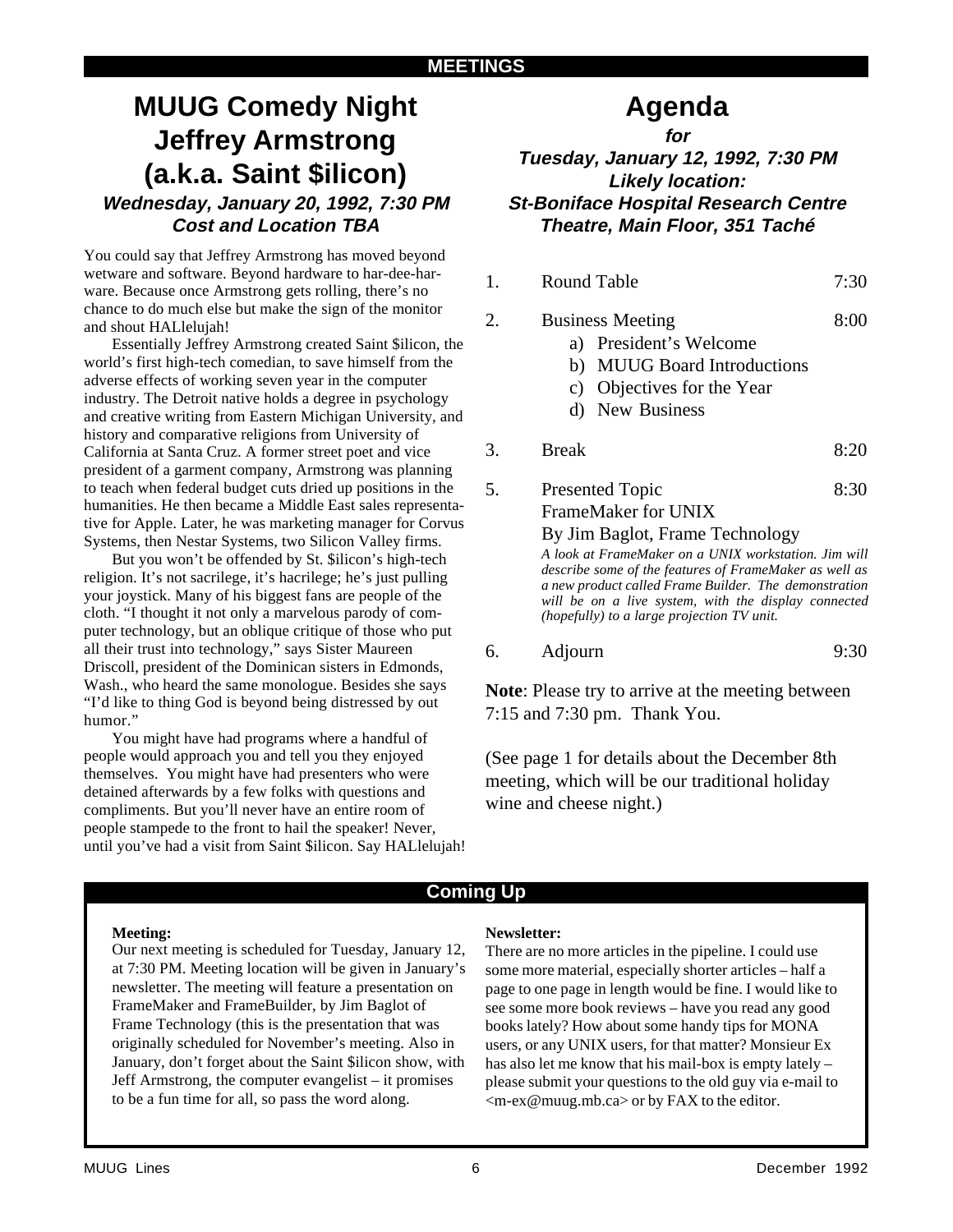## MEETINGS

# MUUG Comedy Night Jeffrey Armstrong (a.k.a. Saint $ilicon)

***Wednesday, January 20, 1992, 7:30 PM***
***Cost and Location TBA***

You could say that Jeffrey Armstrong has moved beyond wetware and software. Beyond hardware to har-dee-har-ware. Because once Armstrong gets rolling, there's no chance to do much else but make the sign of the monitor and shout HALlelujah!

Essentially Jeffrey Armstrong created Saint $ilicon, the world's first high-tech comedian, to save himself from the adverse effects of working seven year in the computer industry. The Detroit native holds a degree in psychology and creative writing from Eastern Michigan University, and history and comparative religions from University of California at Santa Cruz. A former street poet and vice president of a garment company, Armstrong was planning to teach when federal budget cuts dried up positions in the humanities. He then became a Middle East sales representative for Apple. Later, he was marketing manager for Corvus Systems, then Nestar Systems, two Silicon Valley firms.

But you won't be offended by St. $ilicon's high-tech religion. It's not sacrilege, it's hacrilege; he's just pulling your joystick. Many of his biggest fans are people of the cloth. "I thought it not only a marvelous parody of computer technology, but an oblique critique of those who put all their trust into technology," says Sister Maureen Driscoll, president of the Dominican sisters in Edmonds, Wash., who heard the same monologue. Besides she says "I'd like to thing God is beyond being distressed by out humor."

You might have had programs where a handful of people would approach you and tell you they enjoyed themselves. You might have had presenters who were detained afterwards by a few folks with questions and compliments. But you'll never have an entire room of people stampede to the front to hail the speaker! Never, until you've had a visit from Saint $ilicon. Say HALlelujah!

# Agenda

***for***
***Tuesday, January 12, 1992, 7:30 PM***
***Likely location:***
***St-Boniface Hospital Research Centre Theatre, Main Floor, 351 Taché***

| | | |
|---|---|---|
| 1. | Round Table | 7:30 |
| 2. | Business Meeting<br>a) President's Welcome<br>b) MUUG Board Introductions<br>c) Objectives for the Year<br>d) New Business | 8:00 |
| 3. | Break | 8:20 |
| 5. | Presented Topic<br>FrameMaker for UNIX<br>By Jim Baglot, Frame Technology<br>*A look at FrameMaker on a UNIX workstation. Jim will describe some of the features of FrameMaker as well as a new product called Frame Builder. The demonstration will be on a live system, with the display connected (hopefully) to a large projection TV unit.* | 8:30 |
| 6. | Adjourn | 9:30 |

**Note**: Please try to arrive at the meeting between 7:15 and 7:30 pm. Thank You.

(See page 1 for details about the December 8th meeting, which will be our traditional holiday wine and cheese night.)

## Coming Up

**Meeting:**
Our next meeting is scheduled for Tuesday, January 12, at 7:30 PM. Meeting location will be given in January's newsletter. The meeting will feature a presentation on FrameMaker and FrameBuilder, by Jim Baglot of Frame Technology (this is the presentation that was originally scheduled for November's meeting. Also in January, don't forget about the Saint $ilicon show, with Jeff Armstrong, the computer evangelist – it promises to be a fun time for all, so pass the word along.

**Newsletter:**
There are no more articles in the pipeline. I could use some more material, especially shorter articles – half a page to one page in length would be fine. I would like to see some more book reviews – have you read any good books lately? How about some handy tips for MONA users, or any UNIX users, for that matter? Monsieur Ex has also let me know that his mail-box is empty lately – please submit your questions to the old guy via e-mail to <m-ex@muug.mb.ca> or by FAX to the editor.